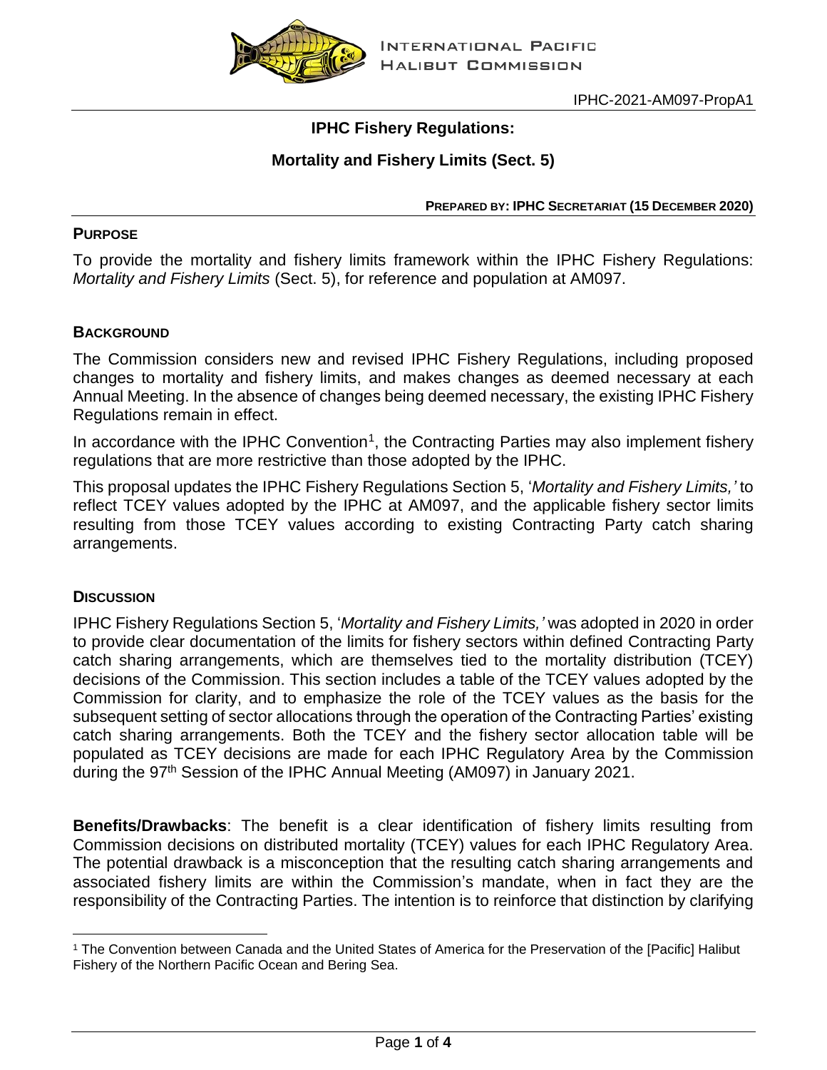IPHC-2021-AM097-PropA1

# IPHC Fishery Regulations:

## Mortality and Fishery Limits (Sect. 5)

**PREPARED BY: IPHC SECRETARIAT (15 DECEMBER 2020)**

### PURPOSE

To provide the mortality and fishery limits framework within the IPHC Fishery Regulations: *Mortality and Fishery Limits* (Sect. 5), for reference and population at AM097.

### BACKGROUND

The Commission considers new and revised IPHC Fishery Regulations, including proposed changes to mortality and fishery limits, and makes changes as deemed necessary at each Annual Meeting. In the absence of changes being deemed necessary, the existing IPHC Fishery Regulations remain in effect.

In accordance with the IPHC Convention[1], the Contracting Parties may also implement fishery regulations that are more restrictive than those adopted by the IPHC.

This proposal updates the IPHC Fishery Regulations Section 5, '*Mortality and Fishery Limits,'* to reflect TCEY values adopted by the IPHC at AM097, and the applicable fishery sector limits resulting from those TCEY values according to existing Contracting Party catch sharing arrangements.

### DISCUSSION

IPHC Fishery Regulations Section 5, '*Mortality and Fishery Limits,'* was adopted in 2020 in order to provide clear documentation of the limits for fishery sectors within defined Contracting Party catch sharing arrangements, which are themselves tied to the mortality distribution (TCEY) decisions of the Commission. This section includes a table of the TCEY values adopted by the Commission for clarity, and to emphasize the role of the TCEY values as the basis for the subsequent setting of sector allocations through the operation of the Contracting Parties' existing catch sharing arrangements. Both the TCEY and the fishery sector allocation table will be populated as TCEY decisions are made for each IPHC Regulatory Area by the Commission during the 97th Session of the IPHC Annual Meeting (AM097) in January 2021.

**Benefits/Drawbacks**: The benefit is a clear identification of fishery limits resulting from Commission decisions on distributed mortality (TCEY) values for each IPHC Regulatory Area. The potential drawback is a misconception that the resulting catch sharing arrangements and associated fishery limits are within the Commission's mandate, when in fact they are the responsibility of the Contracting Parties. The intention is to reinforce that distinction by clarifying

[1] The Convention between Canada and the United States of America for the Preservation of the [Pacific] Halibut Fishery of the Northern Pacific Ocean and Bering Sea.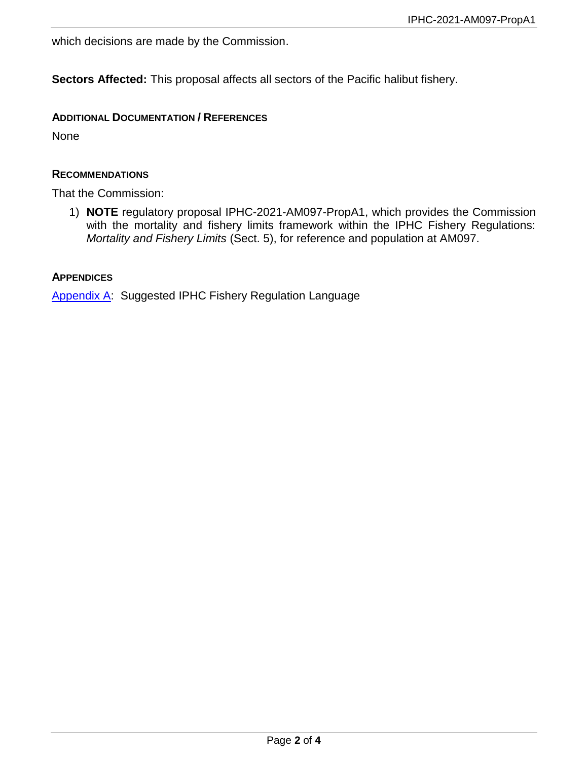which decisions are made by the Commission.

**Sectors Affected:** This proposal affects all sectors of the Pacific halibut fishery.

### ADDITIONAL DOCUMENTATION / REFERENCES

None

### RECOMMENDATIONS

That the Commission:

1) **NOTE** regulatory proposal IPHC-2021-AM097-PropA1, which provides the Commission with the mortality and fishery limits framework within the IPHC Fishery Regulations: *Mortality and Fishery Limits* (Sect. 5), for reference and population at AM097.

### APPENDICES

Appendix A: Suggested IPHC Fishery Regulation Language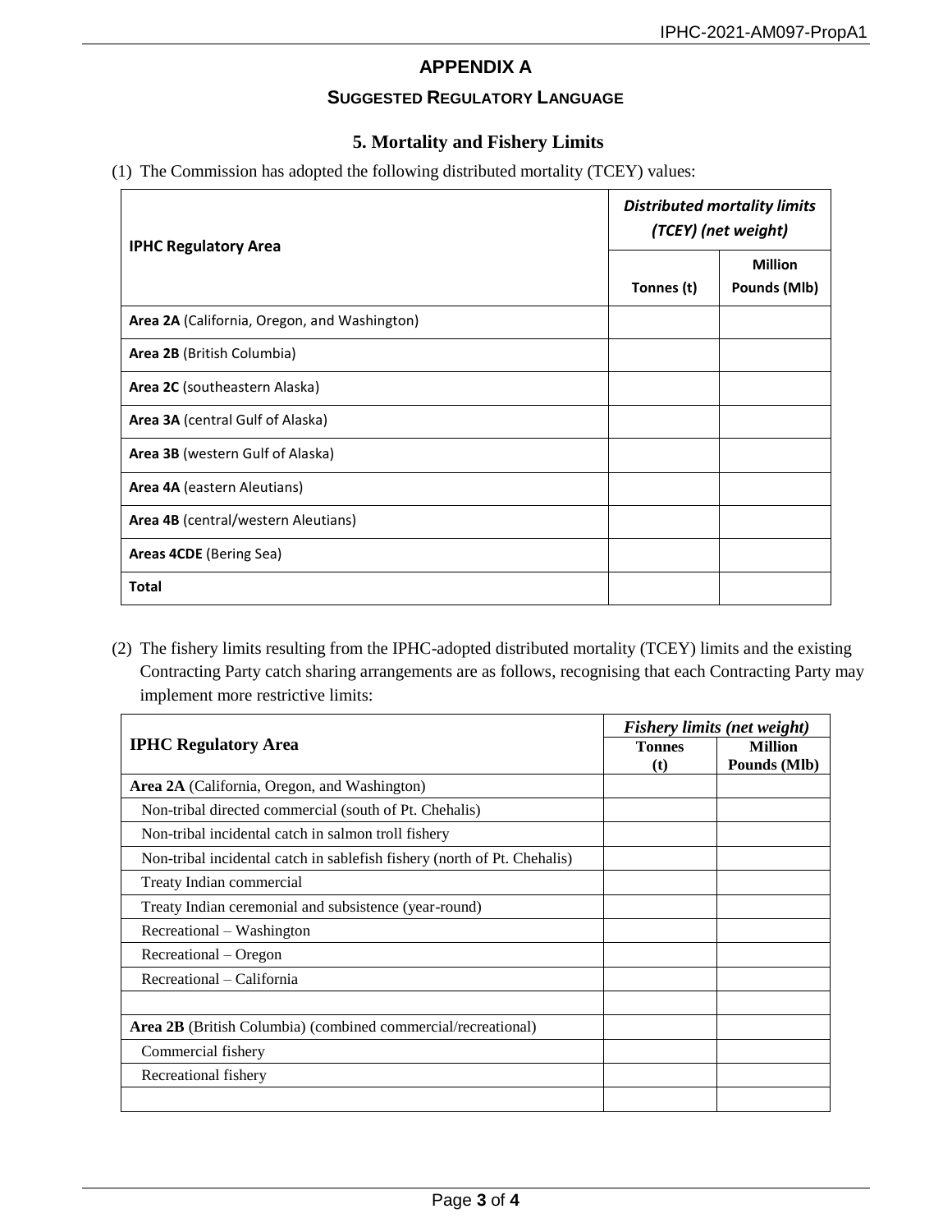## APPENDIX A

### SUGGESTED REGULATORY LANGUAGE

### 5. Mortality and Fishery Limits

(1) The Commission has adopted the following distributed mortality (TCEY) values:

| IPHC Regulatory Area | *Distributed mortality limits (TCEY) (net weight)* | |
|---|---|---|
| | **Tonnes (t)** | **Million Pounds (Mlb)** |
| **Area 2A** (California, Oregon, and Washington) | | |
| **Area 2B** (British Columbia) | | |
| **Area 2C** (southeastern Alaska) | | |
| **Area 3A** (central Gulf of Alaska) | | |
| **Area 3B** (western Gulf of Alaska) | | |
| **Area 4A** (eastern Aleutians) | | |
| **Area 4B** (central/western Aleutians) | | |
| **Areas 4CDE** (Bering Sea) | | |
| **Total** | | |

(2) The fishery limits resulting from the IPHC-adopted distributed mortality (TCEY) limits and the existing Contracting Party catch sharing arrangements are as follows, recognising that each Contracting Party may implement more restrictive limits:

| IPHC Regulatory Area | *Fishery limits (net weight)* | |
|---|---|---|
| | **Tonnes (t)** | **Million Pounds (Mlb)** |
| **Area 2A** (California, Oregon, and Washington) | | |
| Non-tribal directed commercial (south of Pt. Chehalis) | | |
| Non-tribal incidental catch in salmon troll fishery | | |
| Non-tribal incidental catch in sablefish fishery (north of Pt. Chehalis) | | |
| Treaty Indian commercial | | |
| Treaty Indian ceremonial and subsistence (year-round) | | |
| Recreational – Washington | | |
| Recreational – Oregon | | |
| Recreational – California | | |
| | | |
| **Area 2B** (British Columbia) (combined commercial/recreational) | | |
| Commercial fishery | | |
| Recreational fishery | | |
| | | |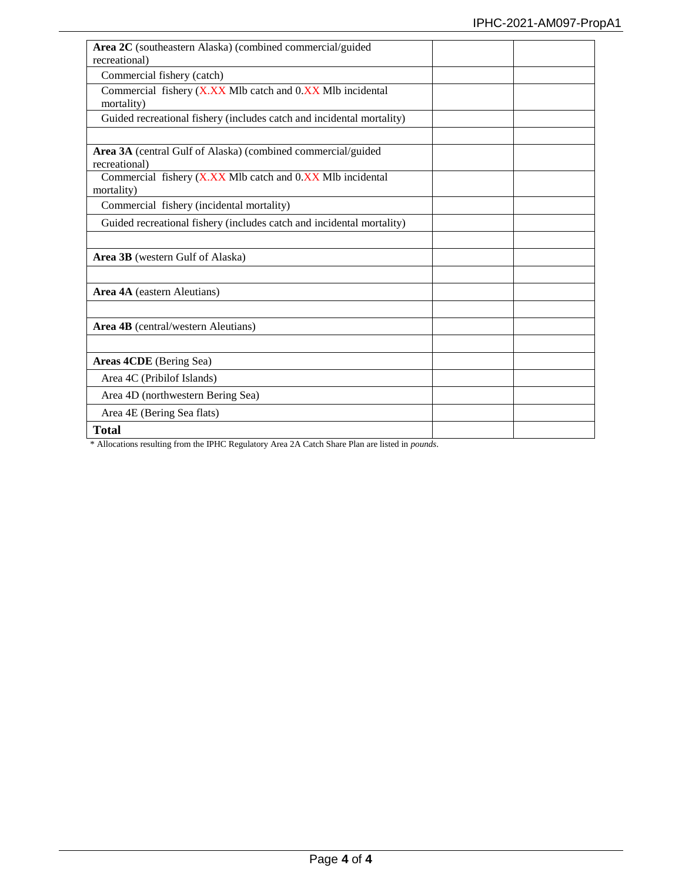| | | |
|---|---|---|
| **Area 2C** (southeastern Alaska) (combined commercial/guided recreational) | | |
| Commercial fishery (catch) | | |
| Commercial fishery (X.XX Mlb catch and 0.XX Mlb incidental mortality) | | |
| Guided recreational fishery (includes catch and incidental mortality) | | |
| | | |
| **Area 3A** (central Gulf of Alaska) (combined commercial/guided recreational) | | |
| Commercial fishery (X.XX Mlb catch and 0.XX Mlb incidental mortality) | | |
| Commercial fishery (incidental mortality) | | |
| Guided recreational fishery (includes catch and incidental mortality) | | |
| | | |
| **Area 3B** (western Gulf of Alaska) | | |
| | | |
| **Area 4A** (eastern Aleutians) | | |
| | | |
| **Area 4B** (central/western Aleutians) | | |
| | | |
| **Areas 4CDE** (Bering Sea) | | |
| Area 4C (Pribilof Islands) | | |
| Area 4D (northwestern Bering Sea) | | |
| Area 4E (Bering Sea flats) | | |
| **Total** | | |

* Allocations resulting from the IPHC Regulatory Area 2A Catch Share Plan are listed in *pounds*.